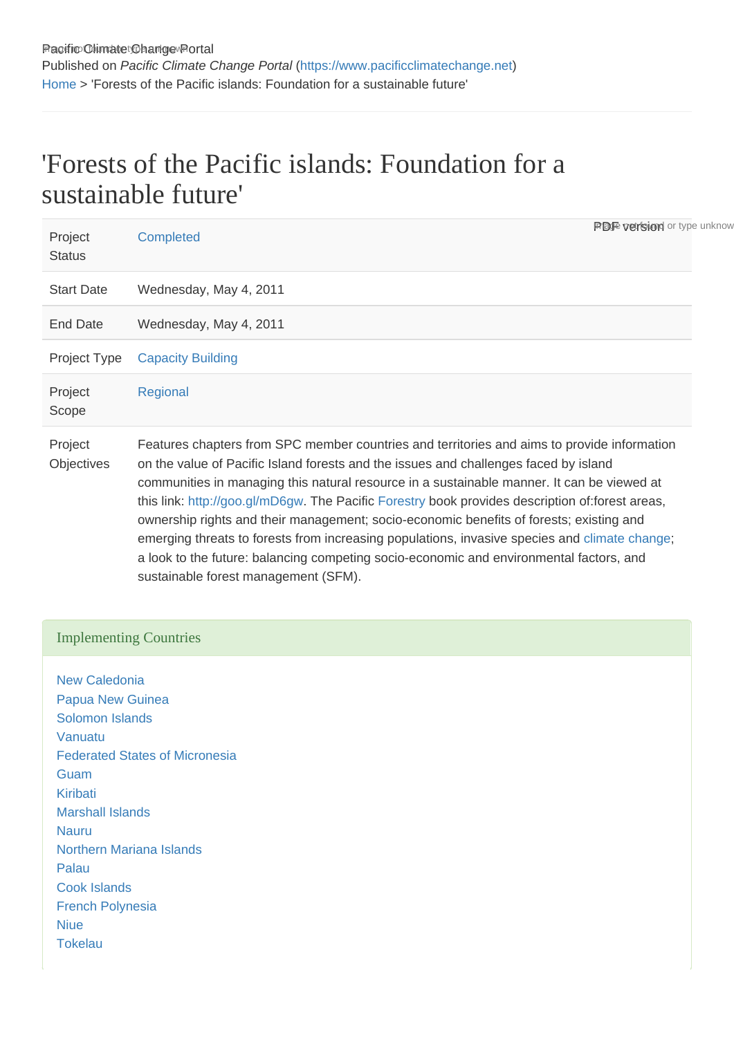Pacific Climate Change Portal
Published on *Pacific Climate Change Portal* (https://www.pacificclimatechange.net)
Home > 'Forests of the Pacific islands: Foundation for a sustainable future'

# 'Forests of the Pacific islands: Foundation for a sustainable future'

PDF version

| | |
|---|---|
| Project Status | Completed |
| Start Date | Wednesday, May 4, 2011 |
| End Date | Wednesday, May 4, 2011 |
| Project Type | Capacity Building |
| Project Scope | Regional |
| Project Objectives | Features chapters from SPC member countries and territories and aims to provide information on the value of Pacific Island forests and the issues and challenges faced by island communities in managing this natural resource in a sustainable manner. It can be viewed at this link: http://goo.gl/mD6gw. The Pacific Forestry book provides description of:forest areas, ownership rights and their management; socio-economic benefits of forests; existing and emerging threats to forests from increasing populations, invasive species and climate change; a look to the future: balancing competing socio-economic and environmental factors, and sustainable forest management (SFM). |

## Implementing Countries

- New Caledonia
- Papua New Guinea
- Solomon Islands
- Vanuatu
- Federated States of Micronesia
- Guam
- Kiribati
- Marshall Islands
- Nauru
- Northern Mariana Islands
- Palau
- Cook Islands
- French Polynesia
- Niue
- Tokelau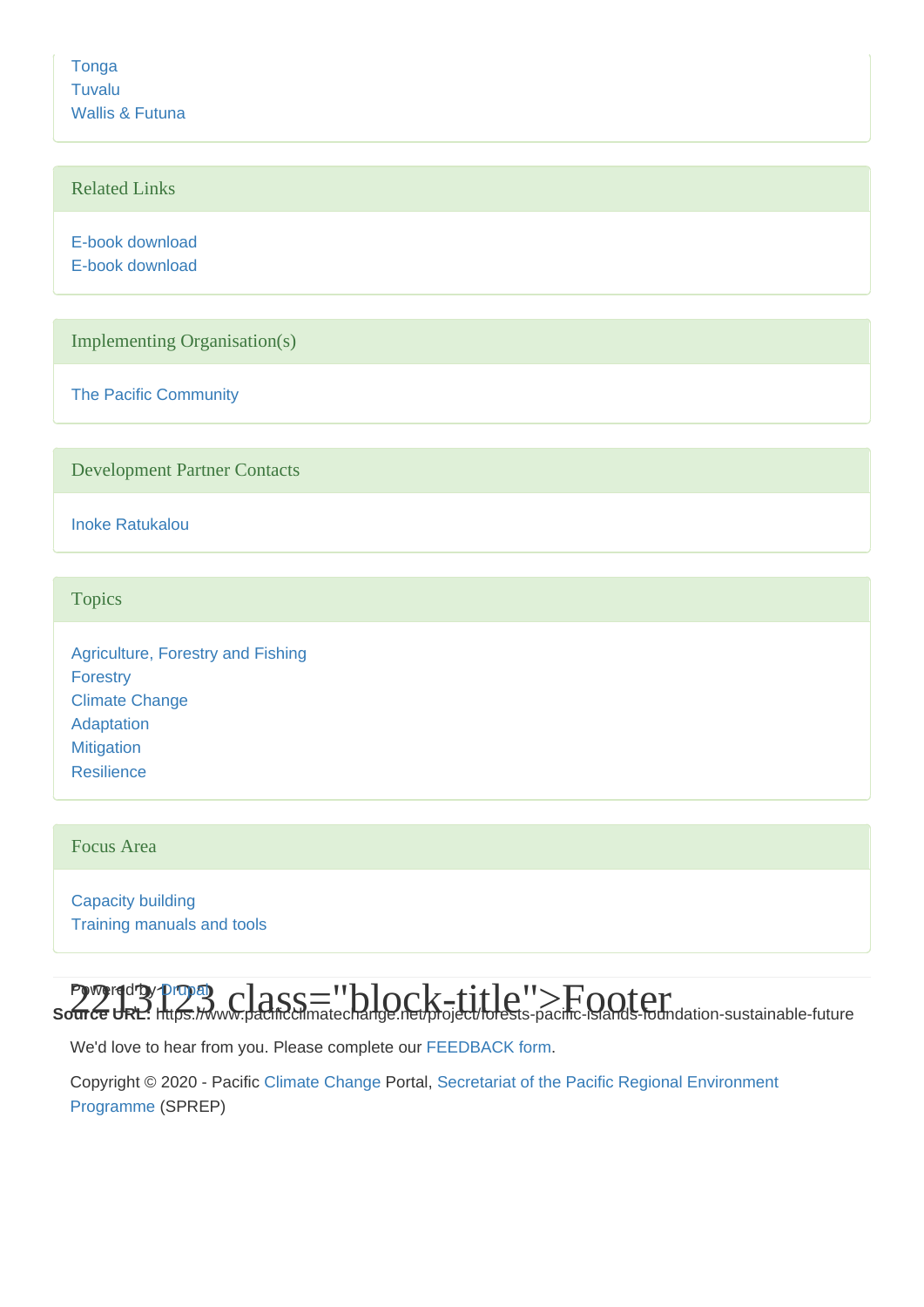Tonga
Tuvalu
Wallis & Futuna

## Related Links

E-book download
E-book download

## Implementing Organisation(s)

The Pacific Community

## Development Partner Contacts

Inoke Ratukalou

## Topics

Agriculture, Forestry and Fishing
Forestry
Climate Change
Adaptation
Mitigation
Resilience

## Focus Area

Capacity building
Training manuals and tools

Powered by Drupal

2213123 class="block-title">Footer

**Source URL:** https://www.pacificclimatechange.net/project/forests-pacific-islands-foundation-sustainable-future

We'd love to hear from you. Please complete our FEEDBACK form.

Copyright © 2020 - Pacific Climate Change Portal, Secretariat of the Pacific Regional Environment Programme (SPREP)